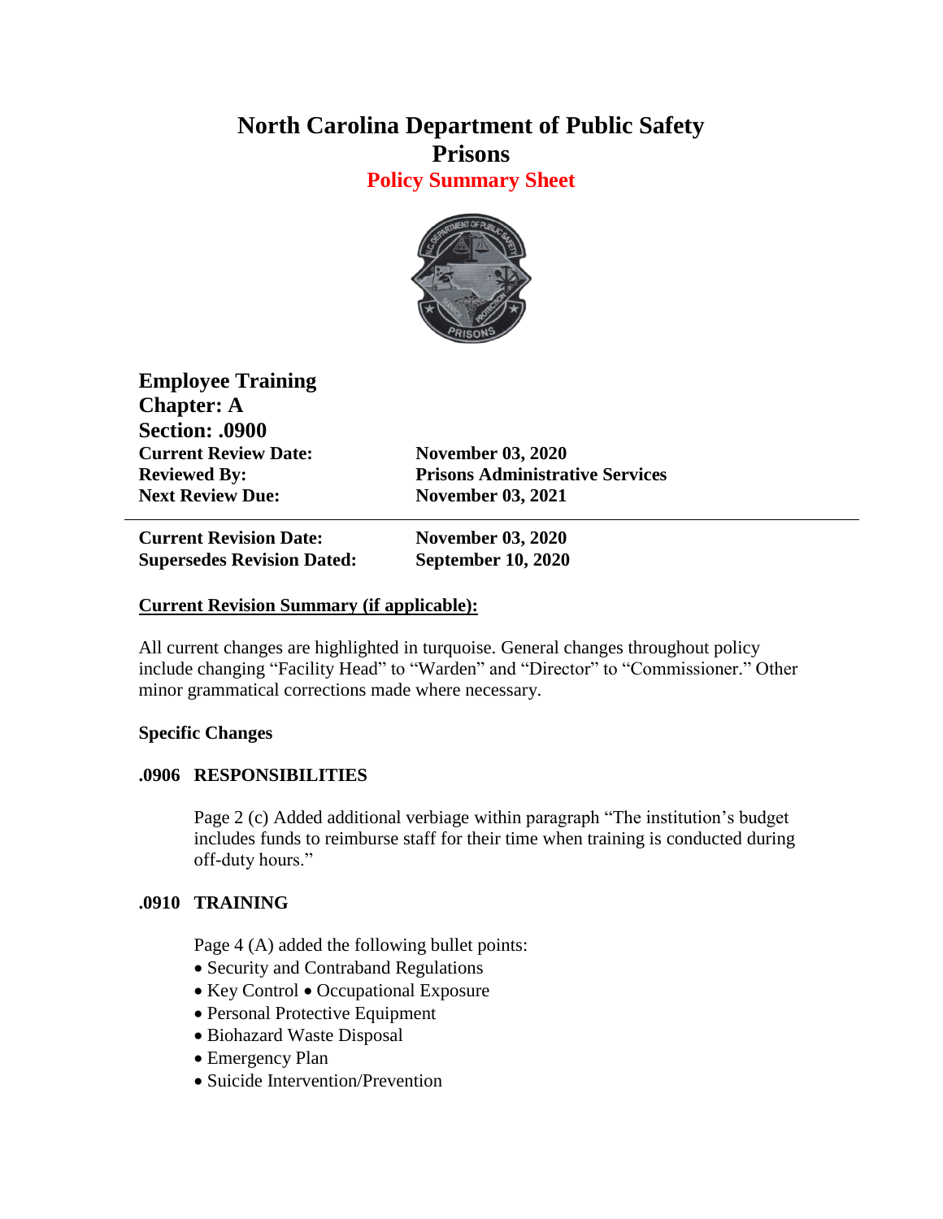# North Carolina Department of Public Safety
# Prisons
## Policy Summary Sheet

**Employee Training**
**Chapter: A**
**Section: .0900**

| | |
|---|---|
| **Current Review Date:** | **November 03, 2020** |
| **Reviewed By:** | **Prisons Administrative Services** |
| **Next Review Due:** | **November 03, 2021** |

| | |
|---|---|
| **Current Revision Date:** | **November 03, 2020** |
| **Supersedes Revision Dated:** | **September 10, 2020** |

**Current Revision Summary (if applicable):**

All current changes are highlighted in turquoise. General changes throughout policy include changing "Facility Head" to "Warden" and "Director" to "Commissioner." Other minor grammatical corrections made where necessary.

**Specific Changes**

**.0906 RESPONSIBILITIES**

Page 2 (c) Added additional verbiage within paragraph "The institution's budget includes funds to reimburse staff for their time when training is conducted during off-duty hours."

**.0910 TRAINING**

Page 4 (A) added the following bullet points:

- Security and Contraband Regulations
- Key Control • Occupational Exposure
- Personal Protective Equipment
- Biohazard Waste Disposal
- Emergency Plan
- Suicide Intervention/Prevention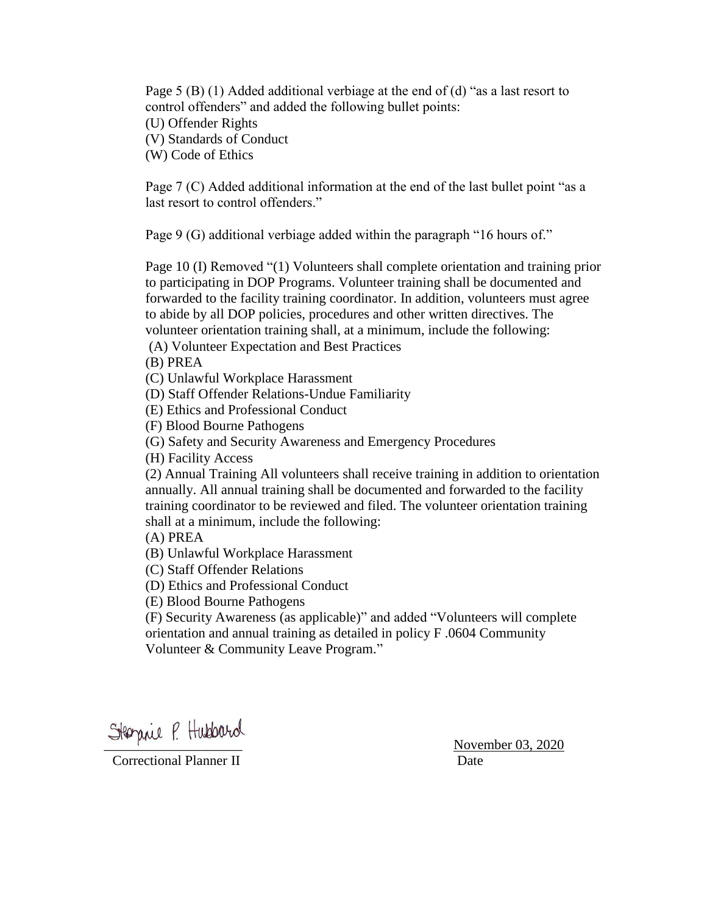Page 5 (B) (1) Added additional verbiage at the end of (d) "as a last resort to control offenders" and added the following bullet points:
(U) Offender Rights
(V) Standards of Conduct
(W) Code of Ethics

Page 7 (C) Added additional information at the end of the last bullet point "as a last resort to control offenders."

Page 9 (G) additional verbiage added within the paragraph "16 hours of."

Page 10 (I) Removed "(1) Volunteers shall complete orientation and training prior to participating in DOP Programs. Volunteer training shall be documented and forwarded to the facility training coordinator. In addition, volunteers must agree to abide by all DOP policies, procedures and other written directives. The volunteer orientation training shall, at a minimum, include the following:
(A) Volunteer Expectation and Best Practices
(B) PREA
(C) Unlawful Workplace Harassment
(D) Staff Offender Relations-Undue Familiarity
(E) Ethics and Professional Conduct
(F) Blood Bourne Pathogens
(G) Safety and Security Awareness and Emergency Procedures
(H) Facility Access
(2) Annual Training All volunteers shall receive training in addition to orientation annually. All annual training shall be documented and forwarded to the facility training coordinator to be reviewed and filed. The volunteer orientation training shall at a minimum, include the following:
(A) PREA
(B) Unlawful Workplace Harassment
(C) Staff Offender Relations
(D) Ethics and Professional Conduct
(E) Blood Bourne Pathogens
(F) Security Awareness (as applicable)" and added "Volunteers will complete orientation and annual training as detailed in policy F .0604 Community Volunteer & Community Leave Program."

Stephanie P. Hubbard
Correctional Planner II

November 03, 2020
Date